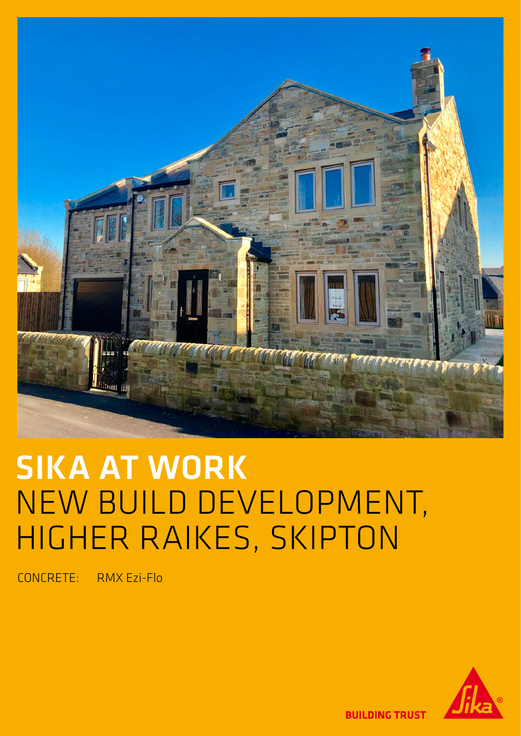# SIKA AT WORK
# NEW BUILD DEVELOPMENT, HIGHER RAIKES, SKIPTON

CONCRETE: RMX Ezi-Flo

BUILDING TRUST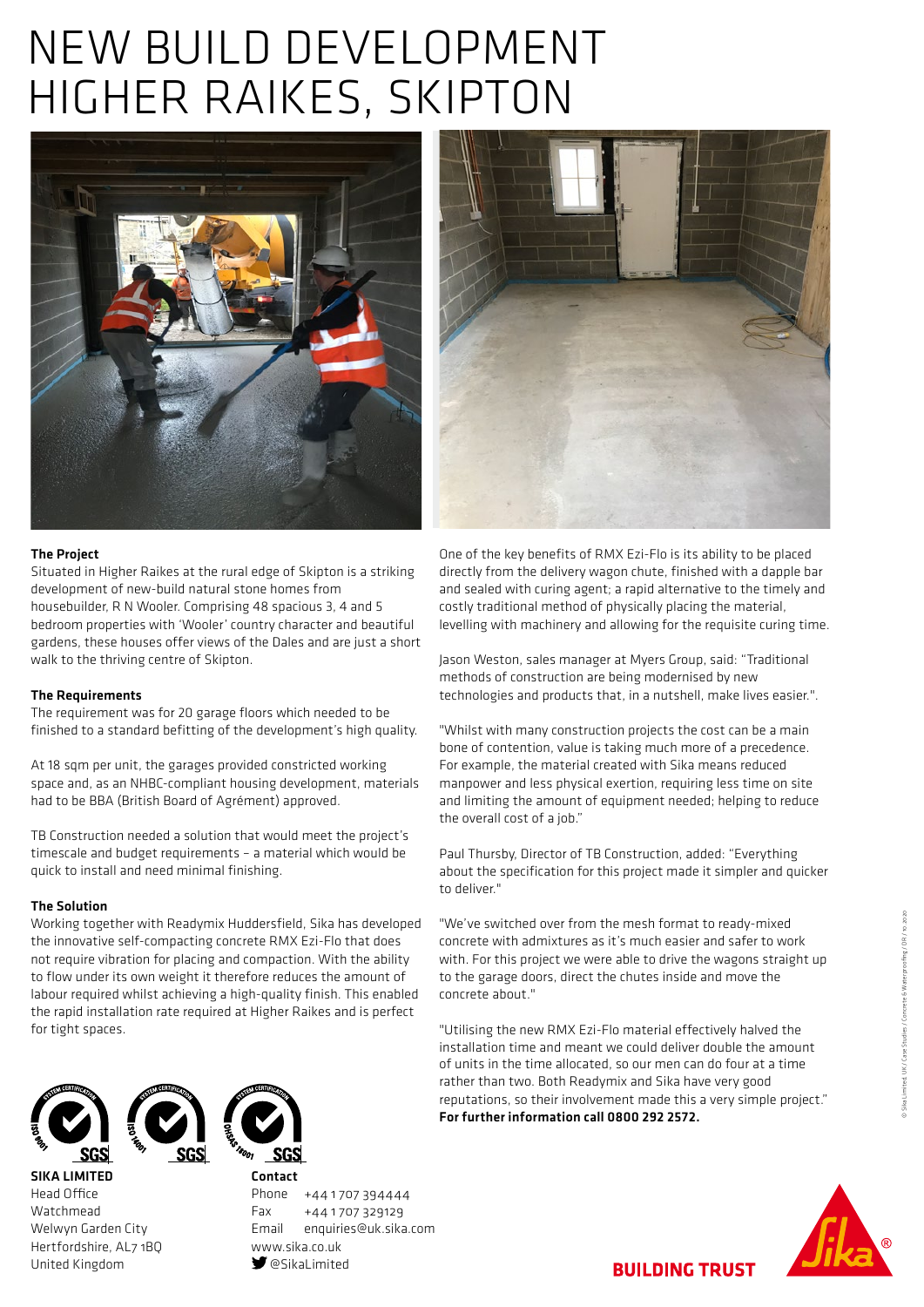# NEW BUILD DEVELOPMENT HIGHER RAIKES, SKIPTON

### The Project

Situated in Higher Raikes at the rural edge of Skipton is a striking development of new-build natural stone homes from housebuilder, R N Wooler. Comprising 48 spacious 3, 4 and 5 bedroom properties with 'Wooler' country character and beautiful gardens, these houses offer views of the Dales and are just a short walk to the thriving centre of Skipton.

### The Requirements

The requirement was for 20 garage floors which needed to be finished to a standard befitting of the development's high quality.

At 18 sqm per unit, the garages provided constricted working space and, as an NHBC-compliant housing development, materials had to be BBA (British Board of Agrément) approved.

TB Construction needed a solution that would meet the project's timescale and budget requirements – a material which would be quick to install and need minimal finishing.

### The Solution

Working together with Readymix Huddersfield, Sika has developed the innovative self-compacting concrete RMX Ezi-Flo that does not require vibration for placing and compaction. With the ability to flow under its own weight it therefore reduces the amount of labour required whilst achieving a high-quality finish. This enabled the rapid installation rate required at Higher Raikes and is perfect for tight spaces.

One of the key benefits of RMX Ezi-Flo is its ability to be placed directly from the delivery wagon chute, finished with a dapple bar and sealed with curing agent; a rapid alternative to the timely and costly traditional method of physically placing the material, levelling with machinery and allowing for the requisite curing time.

Jason Weston, sales manager at Myers Group, said: "Traditional methods of construction are being modernised by new technologies and products that, in a nutshell, make lives easier.".

"Whilst with many construction projects the cost can be a main bone of contention, value is taking much more of a precedence. For example, the material created with Sika means reduced manpower and less physical exertion, requiring less time on site and limiting the amount of equipment needed; helping to reduce the overall cost of a job."

Paul Thursby, Director of TB Construction, added: "Everything about the specification for this project made it simpler and quicker to deliver."

"We've switched over from the mesh format to ready-mixed concrete with admixtures as it's much easier and safer to work with. For this project we were able to drive the wagons straight up to the garage doors, direct the chutes inside and move the concrete about."

"Utilising the new RMX Ezi-Flo material effectively halved the installation time and meant we could deliver double the amount of units in the time allocated, so our men can do four at a time rather than two. Both Readymix and Sika have very good reputations, so their involvement made this a very simple project."

**For further information call 0800 292 2572.**

ISO 9001 SGS | ISO 14001 SGS | OHSAS 18001 SGS

**SIKA LIMITED**
Head Office
Watchmead
Welwyn Garden City
Hertfordshire, AL7 1BQ
United Kingdom

**Contact**
Phone +44 1707 394444
Fax +44 1707 329129
Email enquiries@uk.sika.com
www.sika.co.uk
@SikaLimited

**BUILDING TRUST**

© Sika Limited, UK / Case Studies / Concrete & Waterproofing / DR / 10.2020